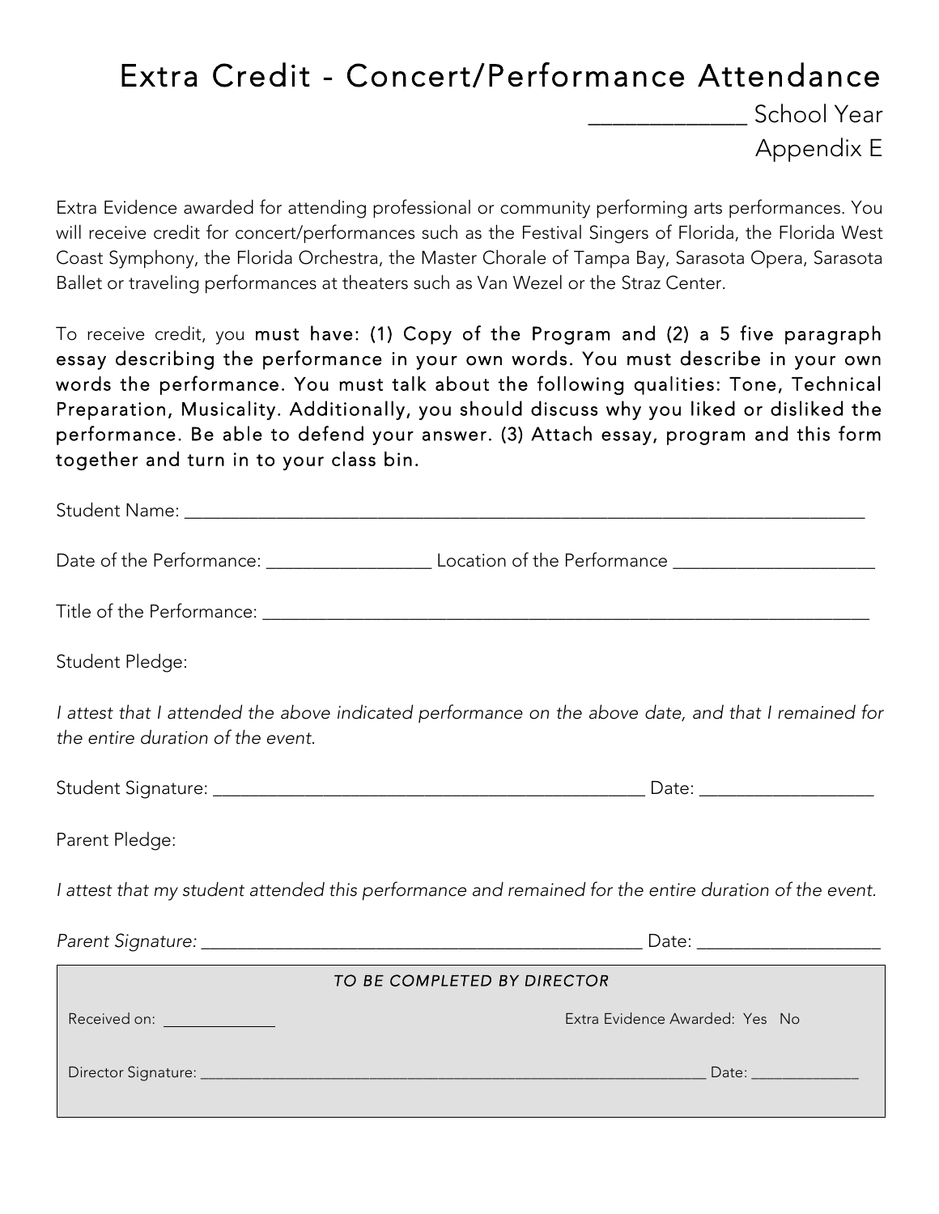# Extra Credit - Concert/Performance Attendance

_____________ School Year

Appendix E

Extra Evidence awarded for attending professional or community performing arts performances. You will receive credit for concert/performances such as the Festival Singers of Florida, the Florida West Coast Symphony, the Florida Orchestra, the Master Chorale of Tampa Bay, Sarasota Opera, Sarasota Ballet or traveling performances at theaters such as Van Wezel or the Straz Center.

To receive credit, you must have: (1) Copy of the Program and (2) a 5 five paragraph essay describing the performance in your own words. You must describe in your own words the performance. You must talk about the following qualities: Tone, Technical Preparation, Musicality. Additionally, you should discuss why you liked or disliked the performance. Be able to defend your answer. (3) Attach essay, program and this form together and turn in to your class bin.

Student Name: ___________________________________________________________________________

Date of the Performance: _________________ Location of the Performance _____________________

Title of the Performance: _________________________________________________________________

Student Pledge:

*I attest that I attended the above indicated performance on the above date, and that I remained for the entire duration of the event.*

Student Signature: ______________________________________________ Date: __________________

Parent Pledge:

*I attest that my student attended this performance and remained for the entire duration of the event.*

*Parent Signature:* _______________________________________________ Date: ___________________

*TO BE COMPLETED BY DIRECTOR*

Received on: _____________ Extra Evidence Awarded: Yes No

Director Signature: ______________________________________________________________ Date: _____________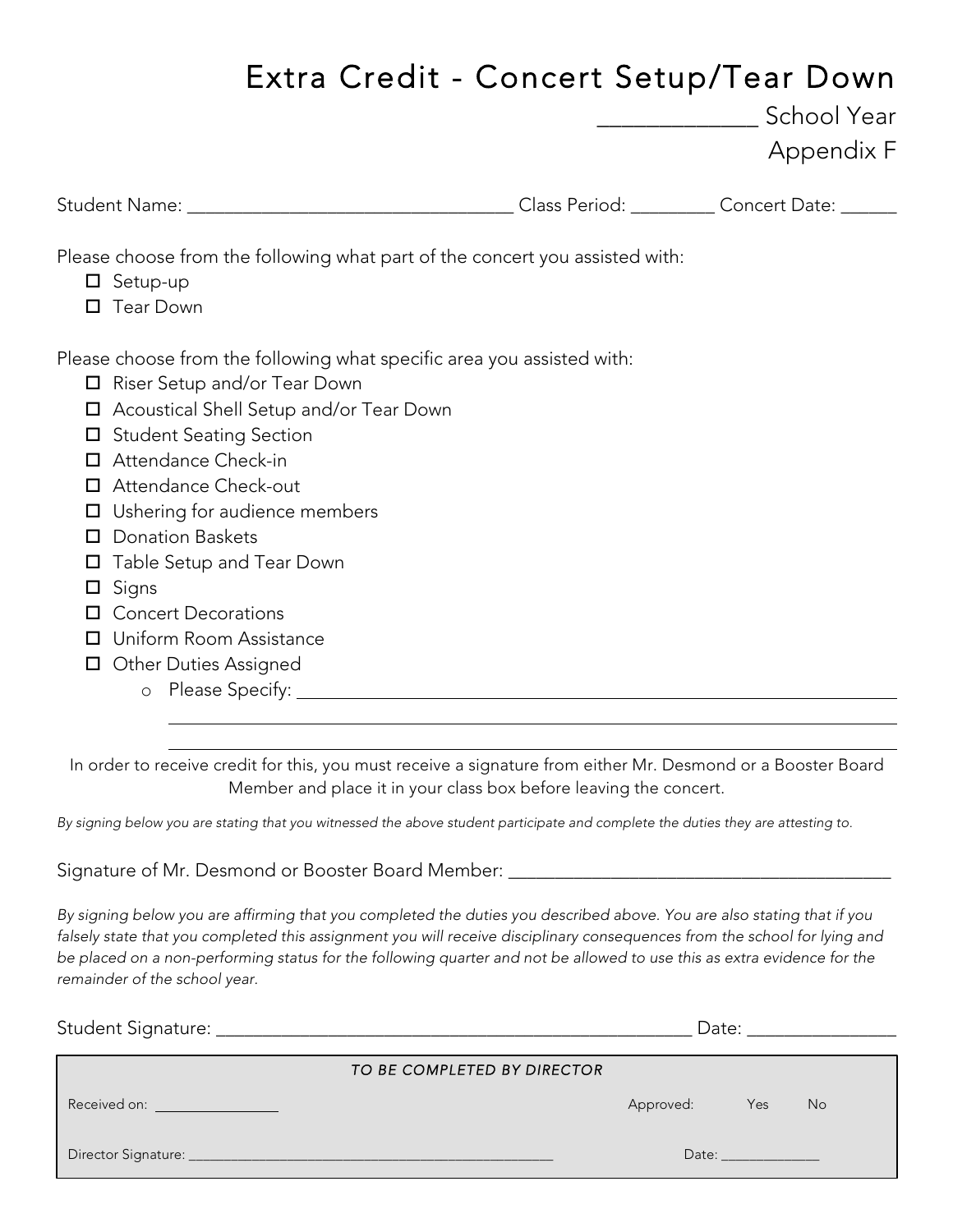# Extra Credit - Concert Setup/Tear Down

_____________ School Year

Appendix F

Student Name: _________________________________ Class Period: ________ Concert Date: ______

Please choose from the following what part of the concert you assisted with:

- ☐ Setup-up
- ☐ Tear Down

Please choose from the following what specific area you assisted with:

- ☐ Riser Setup and/or Tear Down
- ☐ Acoustical Shell Setup and/or Tear Down
- ☐ Student Seating Section
- ☐ Attendance Check-in
- ☐ Attendance Check-out
- ☐ Ushering for audience members
- ☐ Donation Baskets
- ☐ Table Setup and Tear Down
- ☐ Signs
- ☐ Concert Decorations
- ☐ Uniform Room Assistance
- ☐ Other Duties Assigned
    - Please Specify: ________________________________________________________________

________________________________________________________________

________________________________________________________________

In order to receive credit for this, you must receive a signature from either Mr. Desmond or a Booster Board Member and place it in your class box before leaving the concert.

*By signing below you are stating that you witnessed the above student participate and complete the duties they are attesting to.*

Signature of Mr. Desmond or Booster Board Member: ________________________________________

*By signing below you are affirming that you completed the duties you described above. You are also stating that if you falsely state that you completed this assignment you will receive disciplinary consequences from the school for lying and be placed on a non-performing status for the following quarter and not be allowed to use this as extra evidence for the remainder of the school year.*

Student Signature: ____________________________________________________ Date: _______________

*TO BE COMPLETED BY DIRECTOR*

Received on: _______________ Approved: Yes No

Director Signature: ________________________________________________ Date: _____________